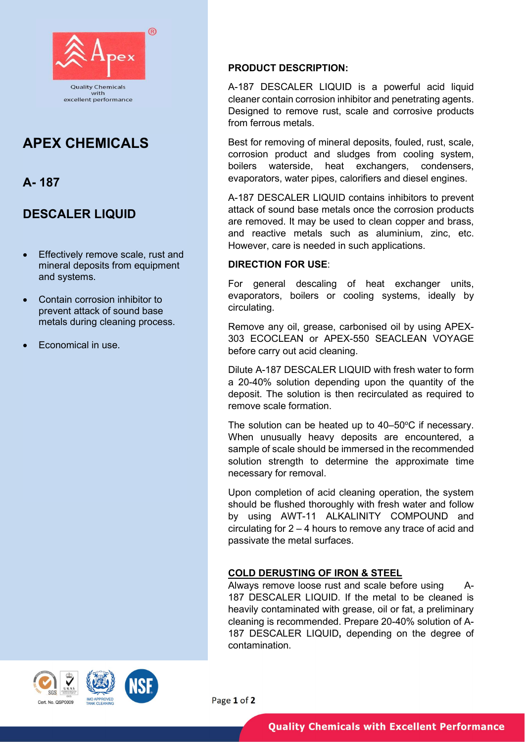Quality Chemicals with excellent performance

# APEX CHEMICALS

## A- 187

## DESCALER LIQUID

- Effectively remove scale, rust and mineral deposits from equipment and systems.
- Contain corrosion inhibitor to prevent attack of sound base metals during cleaning process.
- Economical in use.

**PRODUCT DESCRIPTION:**

A-187 DESCALER LIQUID is a powerful acid liquid cleaner contain corrosion inhibitor and penetrating agents. Designed to remove rust, scale and corrosive products from ferrous metals.

Best for removing of mineral deposits, fouled, rust, scale, corrosion product and sludges from cooling system, boilers waterside, heat exchangers, condensers, evaporators, water pipes, calorifiers and diesel engines.

A-187 DESCALER LIQUID contains inhibitors to prevent attack of sound base metals once the corrosion products are removed. It may be used to clean copper and brass, and reactive metals such as aluminium, zinc, etc. However, care is needed in such applications.

**DIRECTION FOR USE**:

For general descaling of heat exchanger units, evaporators, boilers or cooling systems, ideally by circulating.

Remove any oil, grease, carbonised oil by using APEX-303 ECOCLEAN or APEX-550 SEACLEAN VOYAGE before carry out acid cleaning.

Dilute A-187 DESCALER LIQUID with fresh water to form a 20-40% solution depending upon the quantity of the deposit. The solution is then recirculated as required to remove scale formation.

The solution can be heated up to 40–50$^{o}$C if necessary. When unusually heavy deposits are encountered, a sample of scale should be immersed in the recommended solution strength to determine the approximate time necessary for removal.

Upon completion of acid cleaning operation, the system should be flushed thoroughly with fresh water and follow by using AWT-11 ALKALINITY COMPOUND and circulating for 2 – 4 hours to remove any trace of acid and passivate the metal surfaces.

**COLD DERUSTING OF IRON & STEEL**

Always remove loose rust and scale before using A-187 DESCALER LIQUID. If the metal to be cleaned is heavily contaminated with grease, oil or fat, a preliminary cleaning is recommended. Prepare 20-40% solution of A-187 DESCALER LIQUID**,** depending on the degree of contamination.

Cert. No. QSP0009

IMO APPROVED TANK CLEANING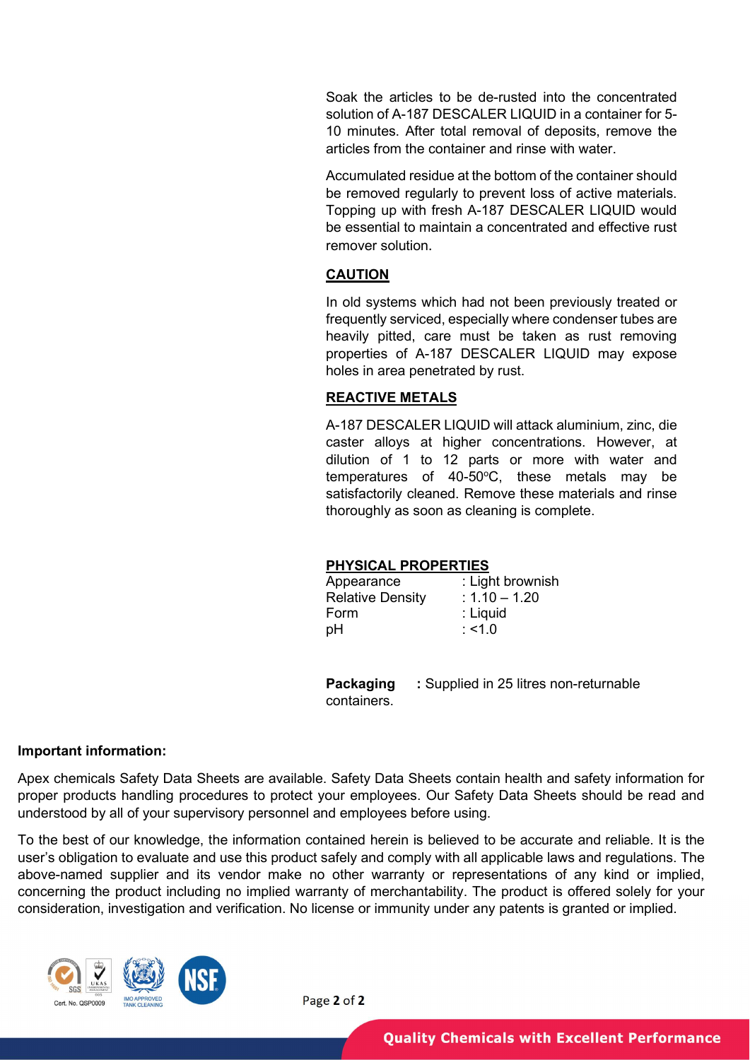Soak the articles to be de-rusted into the concentrated solution of A-187 DESCALER LIQUID in a container for 5-10 minutes. After total removal of deposits, remove the articles from the container and rinse with water.

Accumulated residue at the bottom of the container should be removed regularly to prevent loss of active materials. Topping up with fresh A-187 DESCALER LIQUID would be essential to maintain a concentrated and effective rust remover solution.

## CAUTION

In old systems which had not been previously treated or frequently serviced, especially where condenser tubes are heavily pitted, care must be taken as rust removing properties of A-187 DESCALER LIQUID may expose holes in area penetrated by rust.

## REACTIVE METALS

A-187 DESCALER LIQUID will attack aluminium, zinc, die caster alloys at higher concentrations. However, at dilution of 1 to 12 parts or more with water and temperatures of 40-50ºC, these metals may be satisfactorily cleaned. Remove these materials and rinse thoroughly as soon as cleaning is complete.

## PHYSICAL PROPERTIES

| | |
|---|---|
| Appearance | : Light brownish |
| Relative Density | : 1.10 – 1.20 |
| Form | : Liquid |
| pH | : <1.0 |

**Packaging** **:** Supplied in 25 litres non-returnable containers.

**Important information:**

Apex chemicals Safety Data Sheets are available. Safety Data Sheets contain health and safety information for proper products handling procedures to protect your employees. Our Safety Data Sheets should be read and understood by all of your supervisory personnel and employees before using.

To the best of our knowledge, the information contained herein is believed to be accurate and reliable. It is the user's obligation to evaluate and use this product safely and comply with all applicable laws and regulations. The above-named supplier and its vendor make no other warranty or representations of any kind or implied, concerning the product including no implied warranty of merchantability. The product is offered solely for your consideration, investigation and verification. No license or immunity under any patents is granted or implied.

Cert. No. QSP0009

IMO APPROVED TANK CLEANING

Quality Chemicals with Excellent Performance